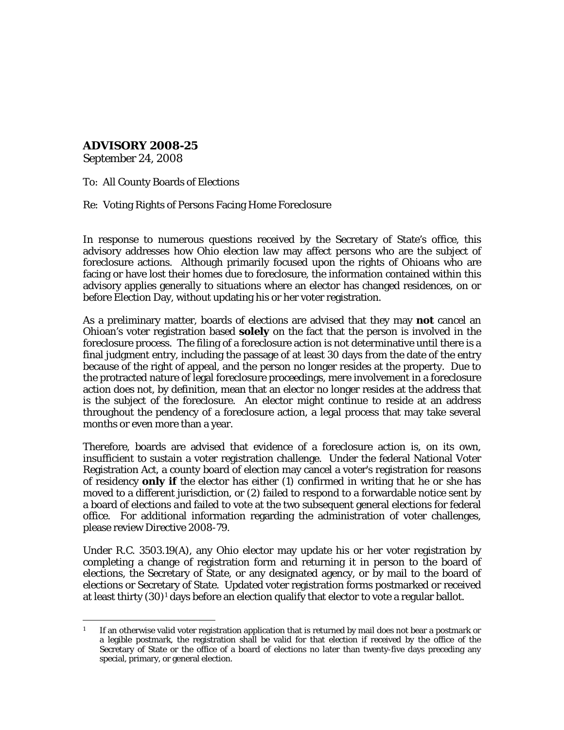# ADVISORY 2008-25

September 24, 2008

To: All County Boards of Elections

Re: Voting Rights of Persons Facing Home Foreclosure

In response to numerous questions received by the Secretary of State's office, this advisory addresses how Ohio election law may affect persons who are the subject of foreclosure actions. Although primarily focused upon the rights of Ohioans who are facing or have lost their homes due to foreclosure, the information contained within this advisory applies generally to situations where an elector has changed residences, on or before Election Day, without updating his or her voter registration.

As a preliminary matter, boards of elections are advised that they may **not** cancel an Ohioan's voter registration based **solely** on the fact that the person is involved in the foreclosure process. The filing of a foreclosure action is not determinative until there is a final judgment entry, including the passage of at least 30 days from the date of the entry because of the right of appeal, and the person no longer resides at the property. Due to the protracted nature of legal foreclosure proceedings, mere involvement in a foreclosure action does not, by definition, mean that an elector no longer resides at the address that is the subject of the foreclosure. An elector might continue to reside at an address throughout the pendency of a foreclosure action, a legal process that may take several months or even more than a year.

Therefore, boards are advised that evidence of a foreclosure action is, on its own, insufficient to sustain a voter registration challenge. Under the federal National Voter Registration Act, a county board of election may cancel a voter's registration for reasons of residency **only if** the elector has either (1) confirmed in writing that he or she has moved to a different jurisdiction, or (2) failed to respond to a forwardable notice sent by a board of elections *and* failed to vote at the two subsequent general elections for federal office. For additional information regarding the administration of voter challenges, please review Directive 2008-79.

Under R.C. 3503.19(A), any Ohio elector may update his or her voter registration by completing a change of registration form and returning it in person to the board of elections, the Secretary of State, or any designated agency, or by mail to the board of elections or Secretary of State. Updated voter registration forms postmarked or received at least thirty (30)[1] days before an election qualify that elector to vote a regular ballot.

---

[1] If an otherwise valid voter registration application that is returned by mail does not bear a postmark or a legible postmark, the registration shall be valid for that election if received by the office of the Secretary of State or the office of a board of elections no later than twenty-five days preceding any special, primary, or general election.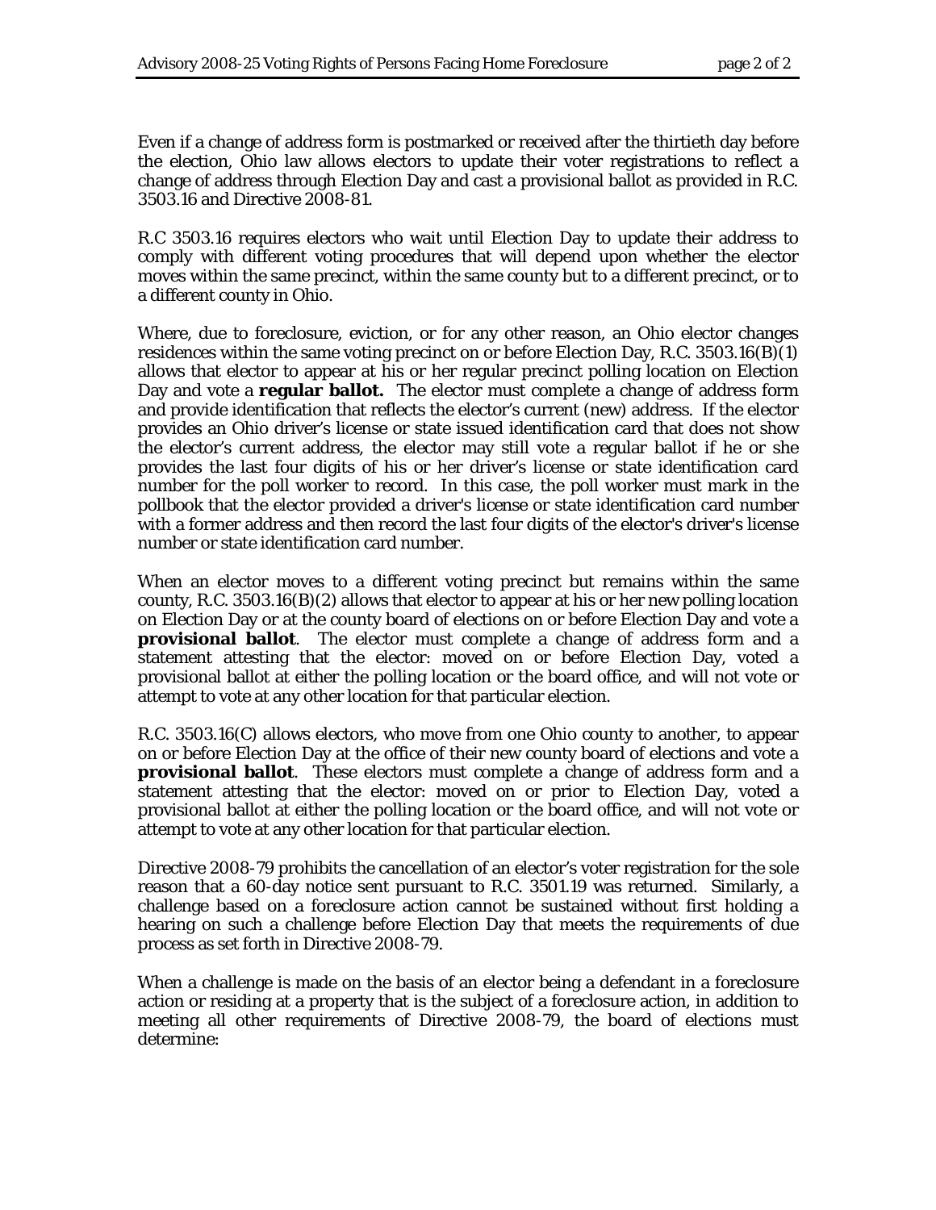Even if a change of address form is postmarked or received after the thirtieth day before the election, Ohio law allows electors to update their voter registrations to reflect a change of address through Election Day and cast a provisional ballot as provided in R.C. 3503.16 and Directive 2008-81.

R.C 3503.16 requires electors who wait until Election Day to update their address to comply with different voting procedures that will depend upon whether the elector moves within the same precinct, within the same county but to a different precinct, or to a different county in Ohio.

Where, due to foreclosure, eviction, or for any other reason, an Ohio elector changes residences within the same voting precinct on or before Election Day, R.C. 3503.16(B)(1) allows that elector to appear at his or her regular precinct polling location on Election Day and vote a **regular ballot.** The elector must complete a change of address form and provide identification that reflects the elector's current (new) address. If the elector provides an Ohio driver's license or state issued identification card that does not show the elector's current address, the elector may still vote a regular ballot if he or she provides the last four digits of his or her driver's license or state identification card number for the poll worker to record. In this case, the poll worker must mark in the pollbook that the elector provided a driver's license or state identification card number with a former address and then record the last four digits of the elector's driver's license number or state identification card number.

When an elector moves to a different voting precinct but remains within the same county, R.C. 3503.16(B)(2) allows that elector to appear at his or her new polling location on Election Day or at the county board of elections on or before Election Day and vote a **provisional ballot**. The elector must complete a change of address form and a statement attesting that the elector: moved on or before Election Day, voted a provisional ballot at either the polling location or the board office, and will not vote or attempt to vote at any other location for that particular election.

R.C. 3503.16(C) allows electors, who move from one Ohio county to another, to appear on or before Election Day at the office of their new county board of elections and vote a **provisional ballot**. These electors must complete a change of address form and a statement attesting that the elector: moved on or prior to Election Day, voted a provisional ballot at either the polling location or the board office, and will not vote or attempt to vote at any other location for that particular election.

Directive 2008-79 prohibits the cancellation of an elector's voter registration for the sole reason that a 60-day notice sent pursuant to R.C. 3501.19 was returned. Similarly, a challenge based on a foreclosure action cannot be sustained without first holding a hearing on such a challenge before Election Day that meets the requirements of due process as set forth in Directive 2008-79.

When a challenge is made on the basis of an elector being a defendant in a foreclosure action or residing at a property that is the subject of a foreclosure action, in addition to meeting all other requirements of Directive 2008-79, the board of elections must determine: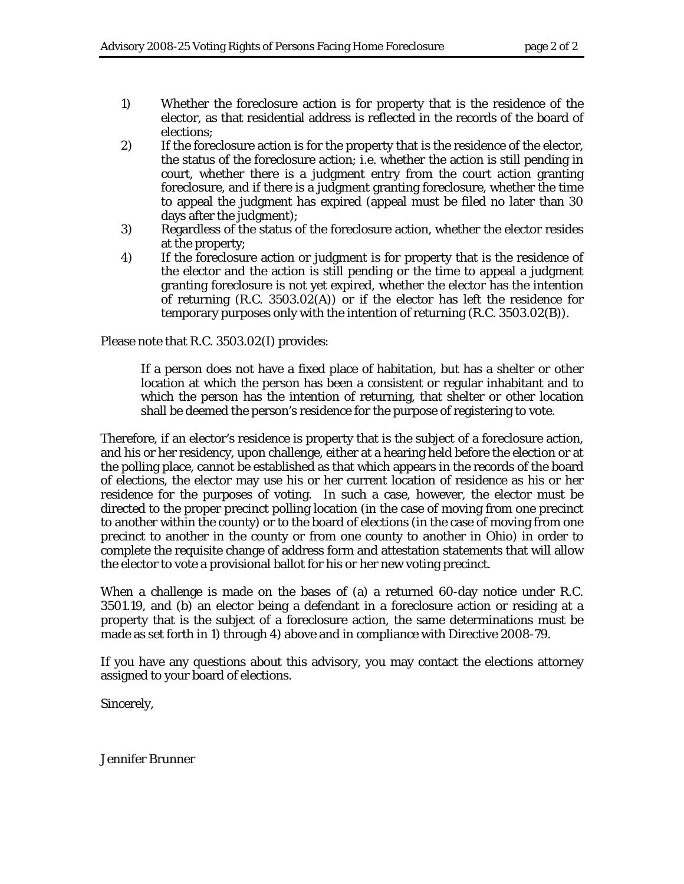1) Whether the foreclosure action is for property that is the residence of the elector, as that residential address is reflected in the records of the board of elections;
2) If the foreclosure action is for the property that is the residence of the elector, the status of the foreclosure action; i.e. whether the action is still pending in court, whether there is a judgment entry from the court action granting foreclosure, and if there is a judgment granting foreclosure, whether the time to appeal the judgment has expired (appeal must be filed no later than 30 days after the judgment);
3) Regardless of the status of the foreclosure action, whether the elector resides at the property;
4) If the foreclosure action or judgment is for property that is the residence of the elector and the action is still pending or the time to appeal a judgment granting foreclosure is not yet expired, whether the elector has the intention of returning (R.C. 3503.02(A)) or if the elector has left the residence for temporary purposes only with the intention of returning (R.C. 3503.02(B)).

Please note that R.C. 3503.02(I) provides:

> If a person does not have a fixed place of habitation, but has a shelter or other location at which the person has been a consistent or regular inhabitant and to which the person has the intention of returning, that shelter or other location shall be deemed the person's residence for the purpose of registering to vote.

Therefore, if an elector's residence is property that is the subject of a foreclosure action, and his or her residency, upon challenge, either at a hearing held before the election or at the polling place, cannot be established as that which appears in the records of the board of elections, the elector may use his or her current location of residence as his or her residence for the purposes of voting. In such a case, however, the elector must be directed to the proper precinct polling location (in the case of moving from one precinct to another within the county) or to the board of elections (in the case of moving from one precinct to another in the county or from one county to another in Ohio) in order to complete the requisite change of address form and attestation statements that will allow the elector to vote a provisional ballot for his or her new voting precinct.

When a challenge is made on the bases of (a) a returned 60-day notice under R.C. 3501.19, and (b) an elector being a defendant in a foreclosure action or residing at a property that is the subject of a foreclosure action, the same determinations must be made as set forth in 1) through 4) above and in compliance with Directive 2008-79.

If you have any questions about this advisory, you may contact the elections attorney assigned to your board of elections.

Sincerely,

Jennifer Brunner